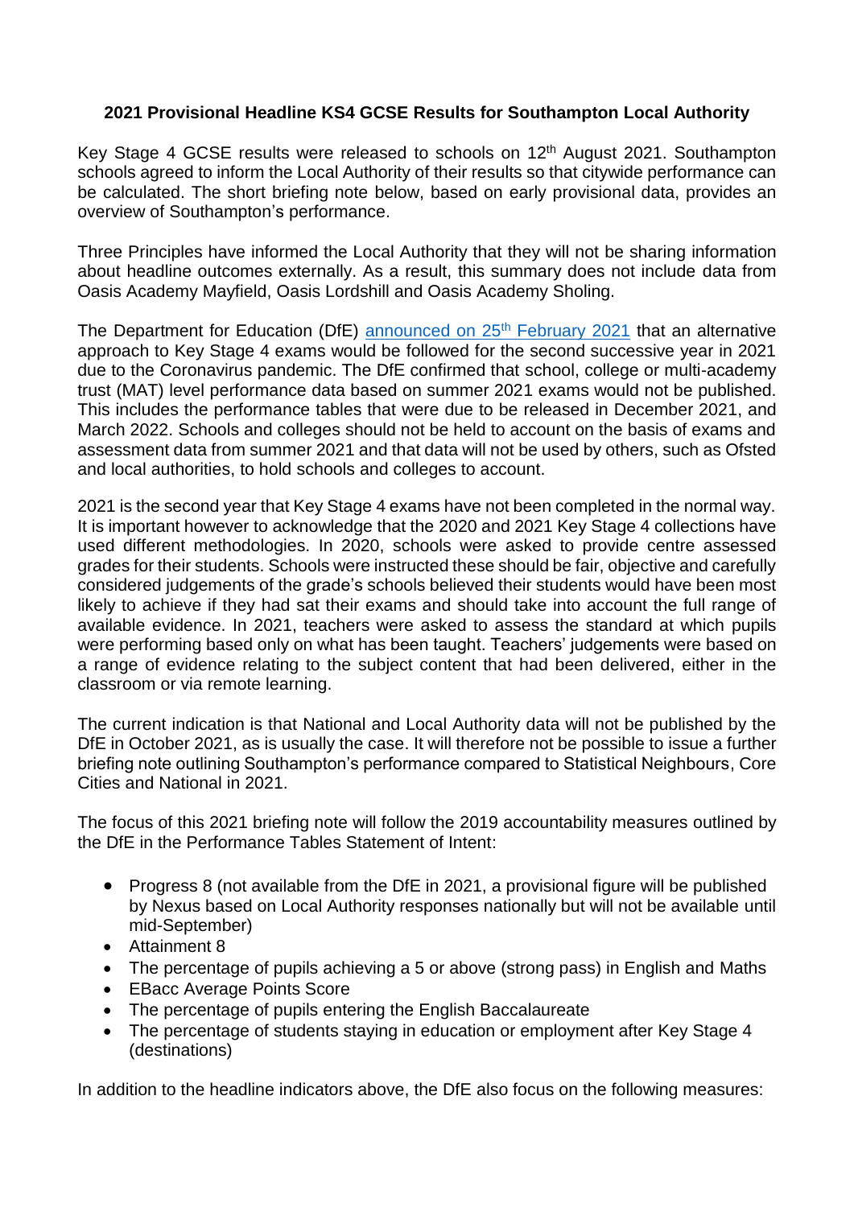**2021 Provisional Headline KS4 GCSE Results for Southampton Local Authority**

Key Stage 4 GCSE results were released to schools on 12th August 2021. Southampton schools agreed to inform the Local Authority of their results so that citywide performance can be calculated. The short briefing note below, based on early provisional data, provides an overview of Southampton's performance.

Three Principles have informed the Local Authority that they will not be sharing information about headline outcomes externally. As a result, this summary does not include data from Oasis Academy Mayfield, Oasis Lordshill and Oasis Academy Sholing.

The Department for Education (DfE) announced on 25th February 2021 that an alternative approach to Key Stage 4 exams would be followed for the second successive year in 2021 due to the Coronavirus pandemic. The DfE confirmed that school, college or multi-academy trust (MAT) level performance data based on summer 2021 exams would not be published. This includes the performance tables that were due to be released in December 2021, and March 2022. Schools and colleges should not be held to account on the basis of exams and assessment data from summer 2021 and that data will not be used by others, such as Ofsted and local authorities, to hold schools and colleges to account.

2021 is the second year that Key Stage 4 exams have not been completed in the normal way. It is important however to acknowledge that the 2020 and 2021 Key Stage 4 collections have used different methodologies. In 2020, schools were asked to provide centre assessed grades for their students. Schools were instructed these should be fair, objective and carefully considered judgements of the grade's schools believed their students would have been most likely to achieve if they had sat their exams and should take into account the full range of available evidence. In 2021, teachers were asked to assess the standard at which pupils were performing based only on what has been taught. Teachers' judgements were based on a range of evidence relating to the subject content that had been delivered, either in the classroom or via remote learning.

The current indication is that National and Local Authority data will not be published by the DfE in October 2021, as is usually the case. It will therefore not be possible to issue a further briefing note outlining Southampton's performance compared to Statistical Neighbours, Core Cities and National in 2021.

The focus of this 2021 briefing note will follow the 2019 accountability measures outlined by the DfE in the Performance Tables Statement of Intent:

- Progress 8 (not available from the DfE in 2021, a provisional figure will be published by Nexus based on Local Authority responses nationally but will not be available until mid-September)
- Attainment 8
- The percentage of pupils achieving a 5 or above (strong pass) in English and Maths
- EBacc Average Points Score
- The percentage of pupils entering the English Baccalaureate
- The percentage of students staying in education or employment after Key Stage 4 (destinations)

In addition to the headline indicators above, the DfE also focus on the following measures: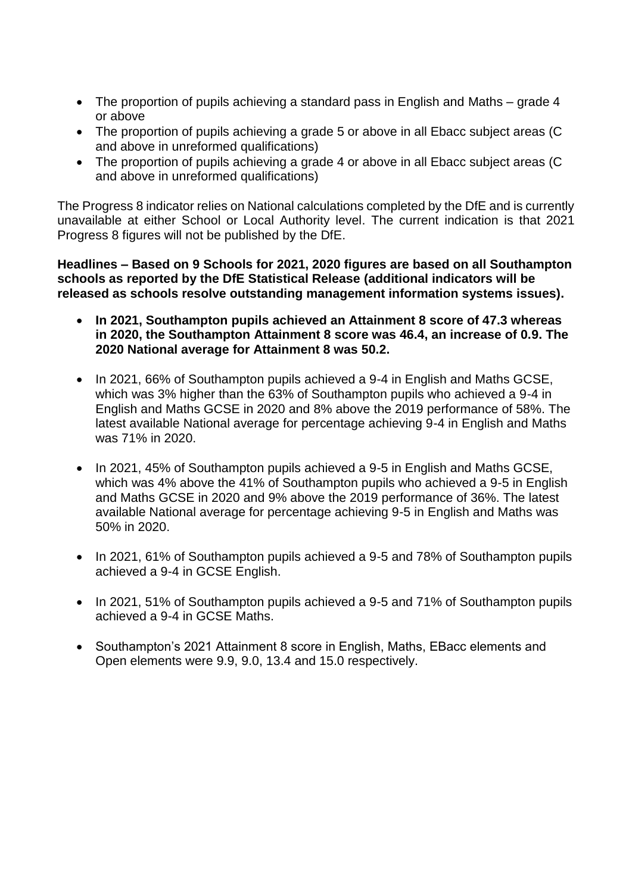- The proportion of pupils achieving a standard pass in English and Maths – grade 4 or above
- The proportion of pupils achieving a grade 5 or above in all Ebacc subject areas (C and above in unreformed qualifications)
- The proportion of pupils achieving a grade 4 or above in all Ebacc subject areas (C and above in unreformed qualifications)

The Progress 8 indicator relies on National calculations completed by the DfE and is currently unavailable at either School or Local Authority level. The current indication is that 2021 Progress 8 figures will not be published by the DfE.

**Headlines – Based on 9 Schools for 2021, 2020 figures are based on all Southampton schools as reported by the DfE Statistical Release (additional indicators will be released as schools resolve outstanding management information systems issues).**

- **In 2021, Southampton pupils achieved an Attainment 8 score of 47.3 whereas in 2020, the Southampton Attainment 8 score was 46.4, an increase of 0.9. The 2020 National average for Attainment 8 was 50.2.**
- In 2021, 66% of Southampton pupils achieved a 9-4 in English and Maths GCSE, which was 3% higher than the 63% of Southampton pupils who achieved a 9-4 in English and Maths GCSE in 2020 and 8% above the 2019 performance of 58%. The latest available National average for percentage achieving 9-4 in English and Maths was 71% in 2020.
- In 2021, 45% of Southampton pupils achieved a 9-5 in English and Maths GCSE, which was 4% above the 41% of Southampton pupils who achieved a 9-5 in English and Maths GCSE in 2020 and 9% above the 2019 performance of 36%. The latest available National average for percentage achieving 9-5 in English and Maths was 50% in 2020.
- In 2021, 61% of Southampton pupils achieved a 9-5 and 78% of Southampton pupils achieved a 9-4 in GCSE English.
- In 2021, 51% of Southampton pupils achieved a 9-5 and 71% of Southampton pupils achieved a 9-4 in GCSE Maths.
- Southampton's 2021 Attainment 8 score in English, Maths, EBacc elements and Open elements were 9.9, 9.0, 13.4 and 15.0 respectively.